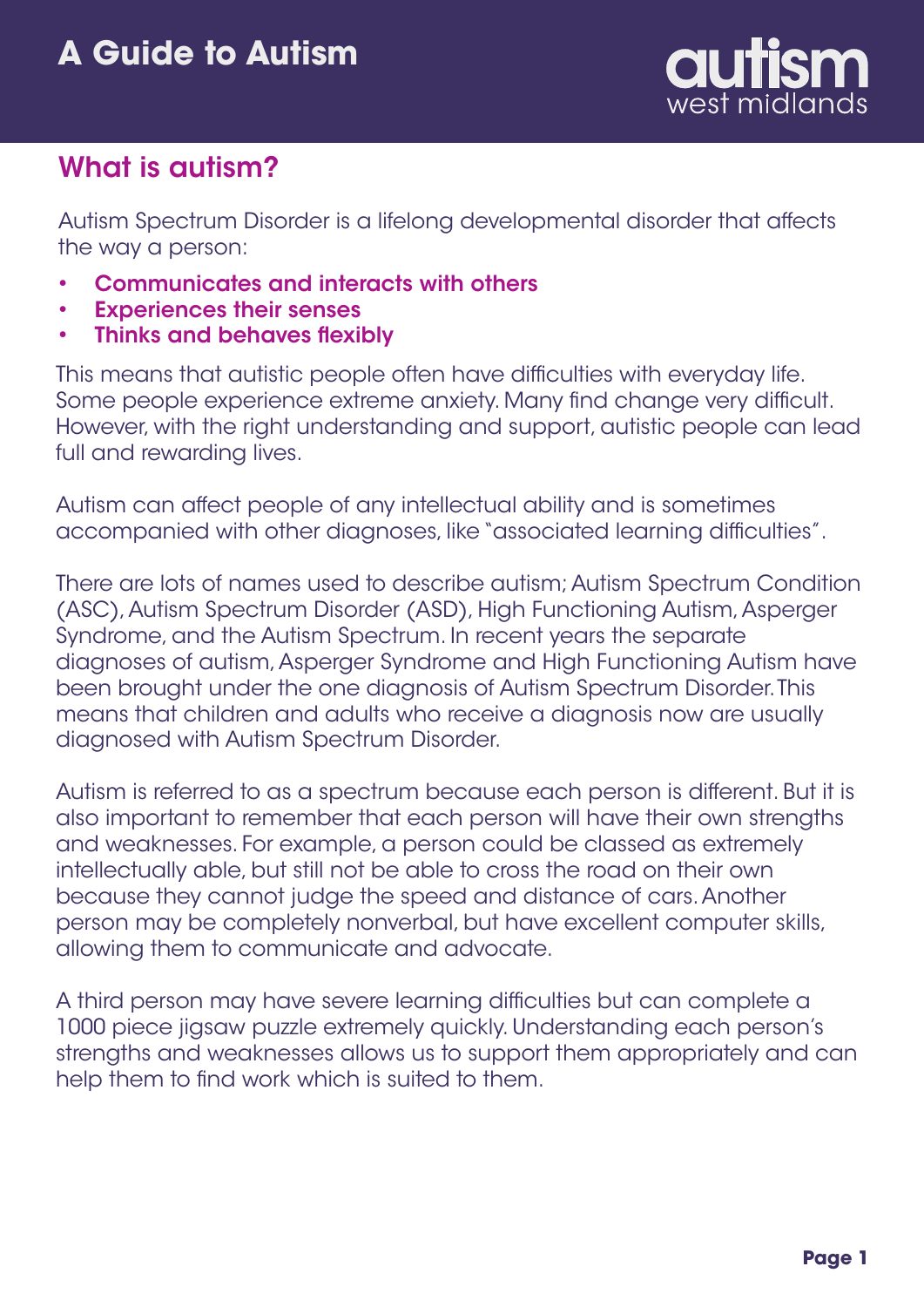# A Guide to Autism

autism west midlands

## What is autism?

Autism Spectrum Disorder is a lifelong developmental disorder that affects the way a person:

- **Communicates and interacts with others**
- **Experiences their senses**
- **Thinks and behaves flexibly**

This means that autistic people often have difficulties with everyday life. Some people experience extreme anxiety. Many find change very difficult. However, with the right understanding and support, autistic people can lead full and rewarding lives.

Autism can affect people of any intellectual ability and is sometimes accompanied with other diagnoses, like "associated learning difficulties".

There are lots of names used to describe autism; Autism Spectrum Condition (ASC), Autism Spectrum Disorder (ASD), High Functioning Autism, Asperger Syndrome, and the Autism Spectrum. In recent years the separate diagnoses of autism, Asperger Syndrome and High Functioning Autism have been brought under the one diagnosis of Autism Spectrum Disorder. This means that children and adults who receive a diagnosis now are usually diagnosed with Autism Spectrum Disorder.

Autism is referred to as a spectrum because each person is different. But it is also important to remember that each person will have their own strengths and weaknesses. For example, a person could be classed as extremely intellectually able, but still not be able to cross the road on their own because they cannot judge the speed and distance of cars. Another person may be completely nonverbal, but have excellent computer skills, allowing them to communicate and advocate.

A third person may have severe learning difficulties but can complete a 1000 piece jigsaw puzzle extremely quickly. Understanding each person's strengths and weaknesses allows us to support them appropriately and can help them to find work which is suited to them.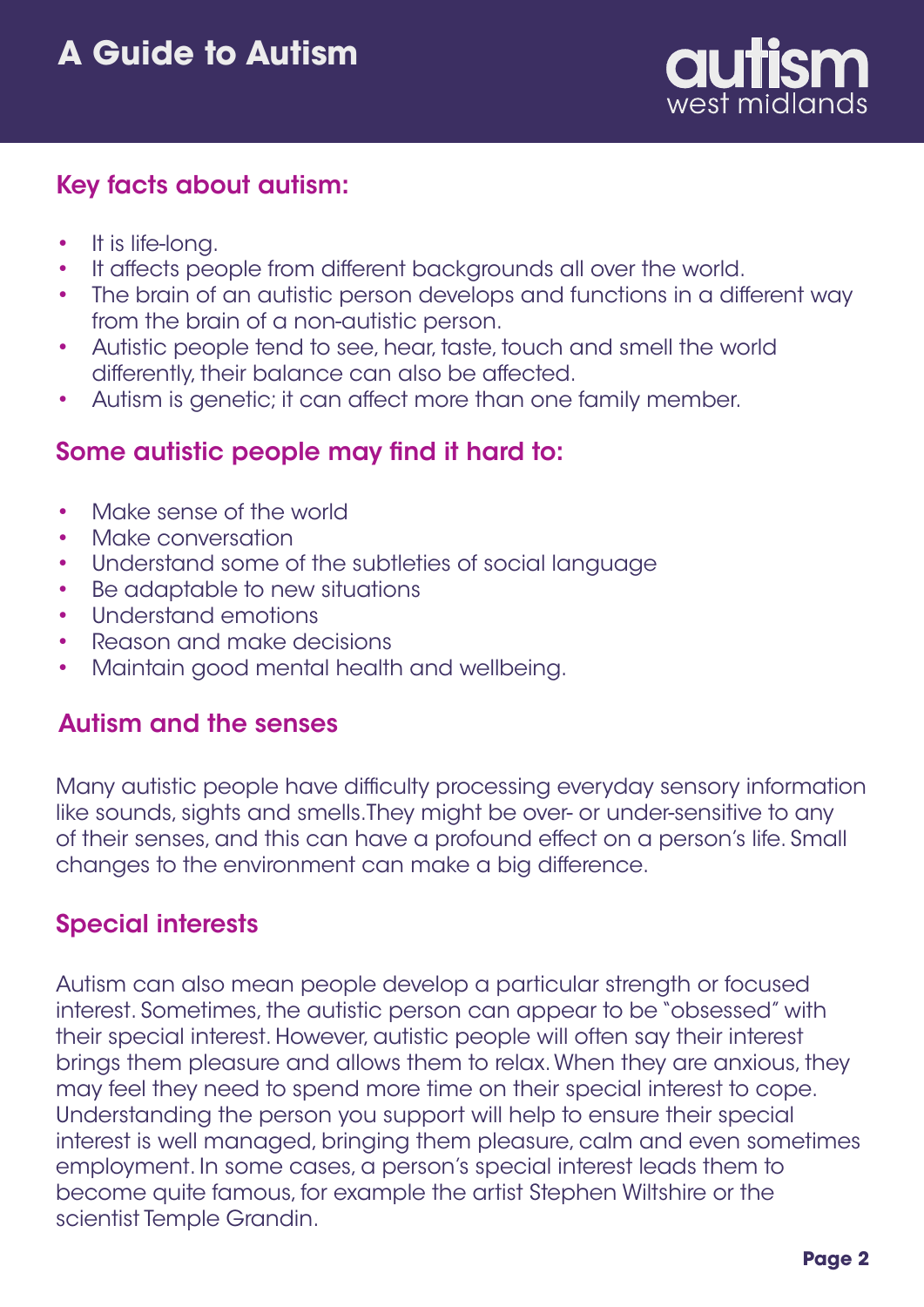# A Guide to Autism

## Key facts about autism:

- It is life-long.
- It affects people from different backgrounds all over the world.
- The brain of an autistic person develops and functions in a different way from the brain of a non-autistic person.
- Autistic people tend to see, hear, taste, touch and smell the world differently, their balance can also be affected.
- Autism is genetic; it can affect more than one family member.

## Some autistic people may find it hard to:

- Make sense of the world
- Make conversation
- Understand some of the subtleties of social language
- Be adaptable to new situations
- Understand emotions
- Reason and make decisions
- Maintain good mental health and wellbeing.

## Autism and the senses

Many autistic people have difficulty processing everyday sensory information like sounds, sights and smells.They might be over- or under-sensitive to any of their senses, and this can have a profound effect on a person's life. Small changes to the environment can make a big difference.

## Special interests

Autism can also mean people develop a particular strength or focused interest. Sometimes, the autistic person can appear to be "obsessed" with their special interest. However, autistic people will often say their interest brings them pleasure and allows them to relax. When they are anxious, they may feel they need to spend more time on their special interest to cope. Understanding the person you support will help to ensure their special interest is well managed, bringing them pleasure, calm and even sometimes employment. In some cases, a person's special interest leads them to become quite famous, for example the artist Stephen Wiltshire or the scientist Temple Grandin.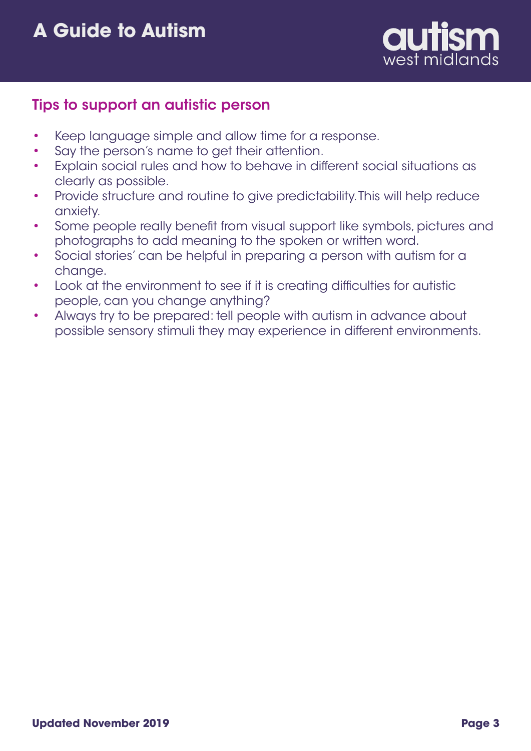## Tips to support an autistic person

- Keep language simple and allow time for a response.
- Say the person's name to get their attention.
- Explain social rules and how to behave in different social situations as clearly as possible.
- Provide structure and routine to give predictability. This will help reduce anxiety.
- Some people really benefit from visual support like symbols, pictures and photographs to add meaning to the spoken or written word.
- Social stories' can be helpful in preparing a person with autism for a change.
- Look at the environment to see if it is creating difficulties for autistic people, can you change anything?
- Always try to be prepared: tell people with autism in advance about possible sensory stimuli they may experience in different environments.